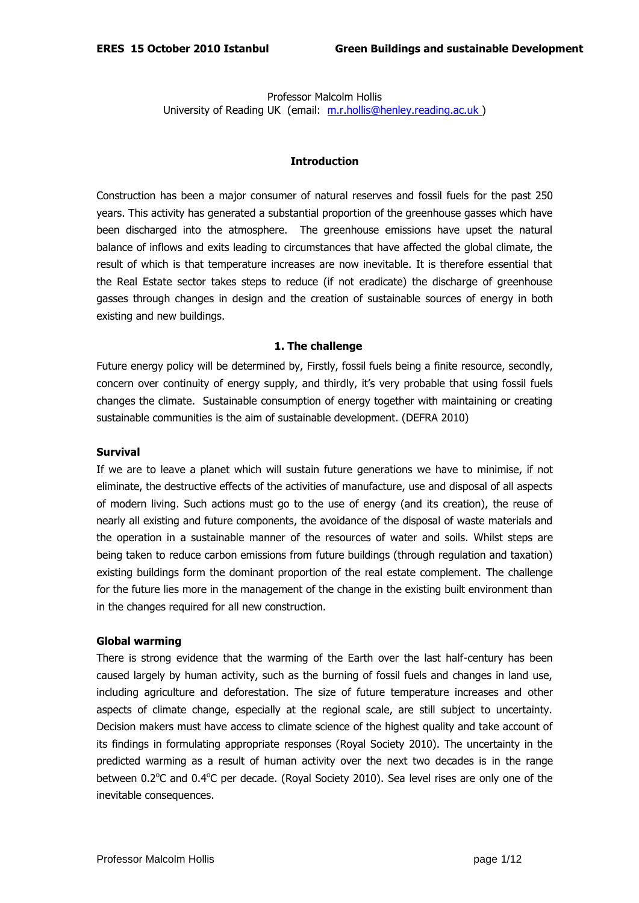Professor Malcolm Hollis
University of Reading UK (email: m.r.hollis@henley.reading.ac.uk )

## Introduction

Construction has been a major consumer of natural reserves and fossil fuels for the past 250 years. This activity has generated a substantial proportion of the greenhouse gasses which have been discharged into the atmosphere. The greenhouse emissions have upset the natural balance of inflows and exits leading to circumstances that have affected the global climate, the result of which is that temperature increases are now inevitable. It is therefore essential that the Real Estate sector takes steps to reduce (if not eradicate) the discharge of greenhouse gasses through changes in design and the creation of sustainable sources of energy in both existing and new buildings.

## 1. The challenge

Future energy policy will be determined by, Firstly, fossil fuels being a finite resource, secondly, concern over continuity of energy supply, and thirdly, it's very probable that using fossil fuels changes the climate. Sustainable consumption of energy together with maintaining or creating sustainable communities is the aim of sustainable development. (DEFRA 2010)

### Survival

If we are to leave a planet which will sustain future generations we have to minimise, if not eliminate, the destructive effects of the activities of manufacture, use and disposal of all aspects of modern living. Such actions must go to the use of energy (and its creation), the reuse of nearly all existing and future components, the avoidance of the disposal of waste materials and the operation in a sustainable manner of the resources of water and soils. Whilst steps are being taken to reduce carbon emissions from future buildings (through regulation and taxation) existing buildings form the dominant proportion of the real estate complement. The challenge for the future lies more in the management of the change in the existing built environment than in the changes required for all new construction.

### Global warming

There is strong evidence that the warming of the Earth over the last half-century has been caused largely by human activity, such as the burning of fossil fuels and changes in land use, including agriculture and deforestation. The size of future temperature increases and other aspects of climate change, especially at the regional scale, are still subject to uncertainty. Decision makers must have access to climate science of the highest quality and take account of its findings in formulating appropriate responses (Royal Society 2010). The uncertainty in the predicted warming as a result of human activity over the next two decades is in the range between 0.2°C and 0.4°C per decade. (Royal Society 2010). Sea level rises are only one of the inevitable consequences.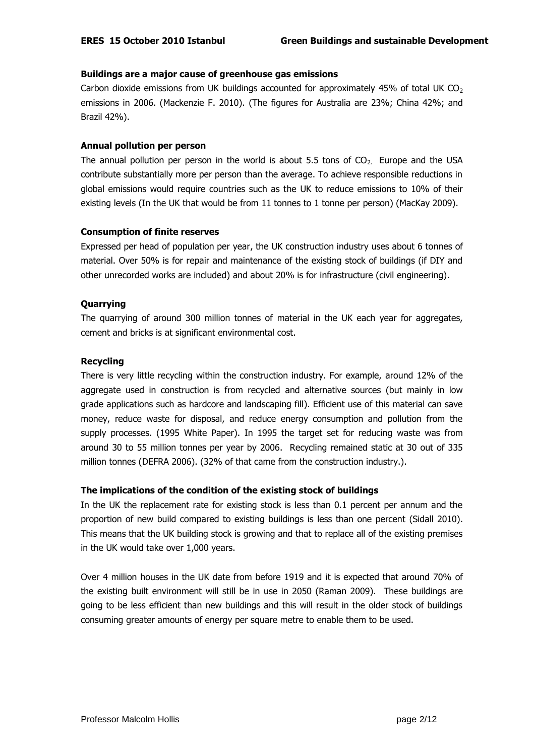**Buildings are a major cause of greenhouse gas emissions**

Carbon dioxide emissions from UK buildings accounted for approximately 45% of total UK $CO_2$ emissions in 2006. (Mackenzie F. 2010). (The figures for Australia are 23%; China 42%; and Brazil 42%).

**Annual pollution per person**

The annual pollution per person in the world is about 5.5 tons of $CO_2$. Europe and the USA contribute substantially more per person than the average. To achieve responsible reductions in global emissions would require countries such as the UK to reduce emissions to 10% of their existing levels (In the UK that would be from 11 tonnes to 1 tonne per person) (MacKay 2009).

**Consumption of finite reserves**

Expressed per head of population per year, the UK construction industry uses about 6 tonnes of material. Over 50% is for repair and maintenance of the existing stock of buildings (if DIY and other unrecorded works are included) and about 20% is for infrastructure (civil engineering).

**Quarrying**

The quarrying of around 300 million tonnes of material in the UK each year for aggregates, cement and bricks is at significant environmental cost.

**Recycling**

There is very little recycling within the construction industry. For example, around 12% of the aggregate used in construction is from recycled and alternative sources (but mainly in low grade applications such as hardcore and landscaping fill). Efficient use of this material can save money, reduce waste for disposal, and reduce energy consumption and pollution from the supply processes. (1995 White Paper). In 1995 the target set for reducing waste was from around 30 to 55 million tonnes per year by 2006. Recycling remained static at 30 out of 335 million tonnes (DEFRA 2006). (32% of that came from the construction industry.).

**The implications of the condition of the existing stock of buildings**

In the UK the replacement rate for existing stock is less than 0.1 percent per annum and the proportion of new build compared to existing buildings is less than one percent (Sidall 2010). This means that the UK building stock is growing and that to replace all of the existing premises in the UK would take over 1,000 years.

Over 4 million houses in the UK date from before 1919 and it is expected that around 70% of the existing built environment will still be in use in 2050 (Raman 2009). These buildings are going to be less efficient than new buildings and this will result in the older stock of buildings consuming greater amounts of energy per square metre to enable them to be used.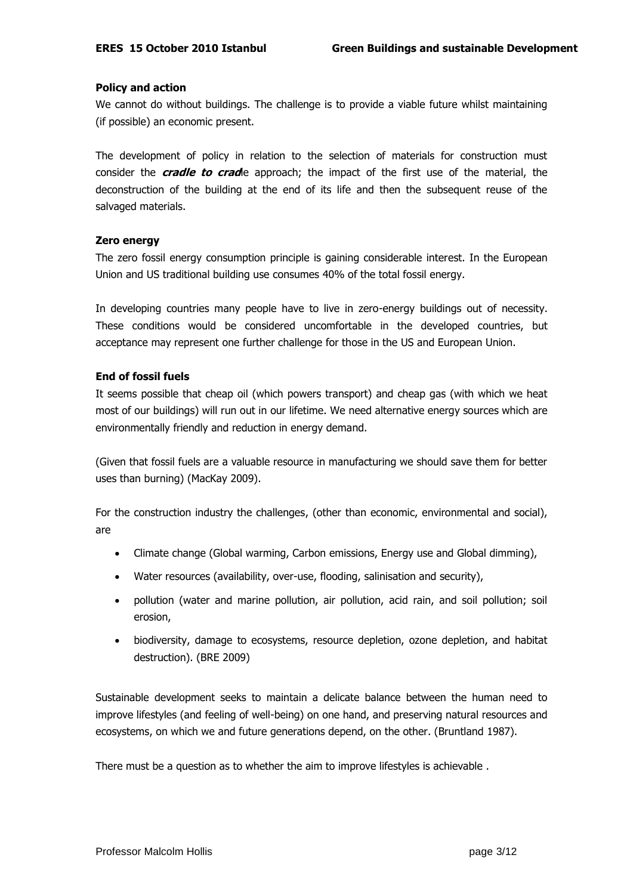**Policy and action**

We cannot do without buildings. The challenge is to provide a viable future whilst maintaining (if possible) an economic present.

The development of policy in relation to the selection of materials for construction must consider the ***cradle to cradle*** approach; the impact of the first use of the material, the deconstruction of the building at the end of its life and then the subsequent reuse of the salvaged materials.

**Zero energy**

The zero fossil energy consumption principle is gaining considerable interest. In the European Union and US traditional building use consumes 40% of the total fossil energy.

In developing countries many people have to live in zero-energy buildings out of necessity. These conditions would be considered uncomfortable in the developed countries, but acceptance may represent one further challenge for those in the US and European Union.

**End of fossil fuels**

It seems possible that cheap oil (which powers transport) and cheap gas (with which we heat most of our buildings) will run out in our lifetime. We need alternative energy sources which are environmentally friendly and reduction in energy demand.

(Given that fossil fuels are a valuable resource in manufacturing we should save them for better uses than burning) (MacKay 2009).

For the construction industry the challenges, (other than economic, environmental and social), are

- Climate change (Global warming, Carbon emissions, Energy use and Global dimming),
- Water resources (availability, over-use, flooding, salinisation and security),
- pollution (water and marine pollution, air pollution, acid rain, and soil pollution; soil erosion,
- biodiversity, damage to ecosystems, resource depletion, ozone depletion, and habitat destruction). (BRE 2009)

Sustainable development seeks to maintain a delicate balance between the human need to improve lifestyles (and feeling of well-being) on one hand, and preserving natural resources and ecosystems, on which we and future generations depend, on the other. (Bruntland 1987).

There must be a question as to whether the aim to improve lifestyles is achievable .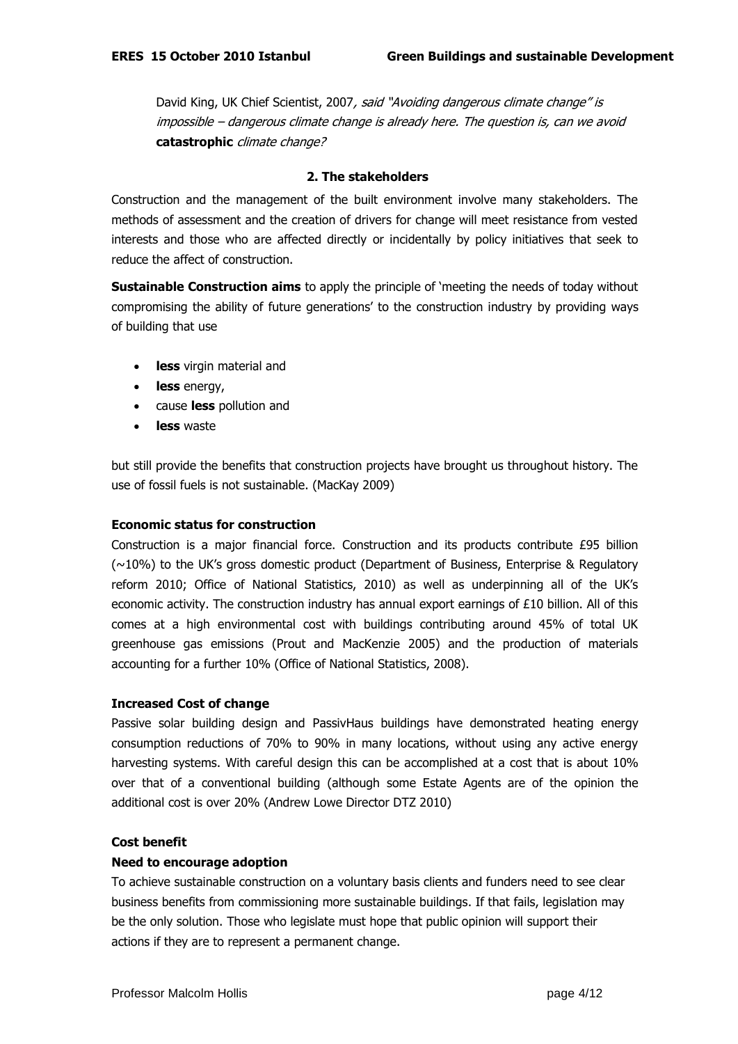David King, UK Chief Scientist, 2007*, said "Avoiding dangerous climate change" is impossible – dangerous climate change is already here. The question is, can we avoid* ***catastrophic*** *climate change?*

## 2. The stakeholders

Construction and the management of the built environment involve many stakeholders. The methods of assessment and the creation of drivers for change will meet resistance from vested interests and those who are affected directly or incidentally by policy initiatives that seek to reduce the affect of construction.

**Sustainable Construction aims** to apply the principle of 'meeting the needs of today without compromising the ability of future generations' to the construction industry by providing ways of building that use

- **less** virgin material and
- **less** energy,
- cause **less** pollution and
- **less** waste

but still provide the benefits that construction projects have brought us throughout history. The use of fossil fuels is not sustainable. (MacKay 2009)

### Economic status for construction

Construction is a major financial force. Construction and its products contribute £95 billion (~10%) to the UK's gross domestic product (Department of Business, Enterprise & Regulatory reform 2010; Office of National Statistics, 2010) as well as underpinning all of the UK's economic activity. The construction industry has annual export earnings of £10 billion. All of this comes at a high environmental cost with buildings contributing around 45% of total UK greenhouse gas emissions (Prout and MacKenzie 2005) and the production of materials accounting for a further 10% (Office of National Statistics, 2008).

### Increased Cost of change

Passive solar building design and PassivHaus buildings have demonstrated heating energy consumption reductions of 70% to 90% in many locations, without using any active energy harvesting systems. With careful design this can be accomplished at a cost that is about 10% over that of a conventional building (although some Estate Agents are of the opinion the additional cost is over 20% (Andrew Lowe Director DTZ 2010)

### Cost benefit

### Need to encourage adoption

To achieve sustainable construction on a voluntary basis clients and funders need to see clear business benefits from commissioning more sustainable buildings. If that fails, legislation may be the only solution. Those who legislate must hope that public opinion will support their actions if they are to represent a permanent change.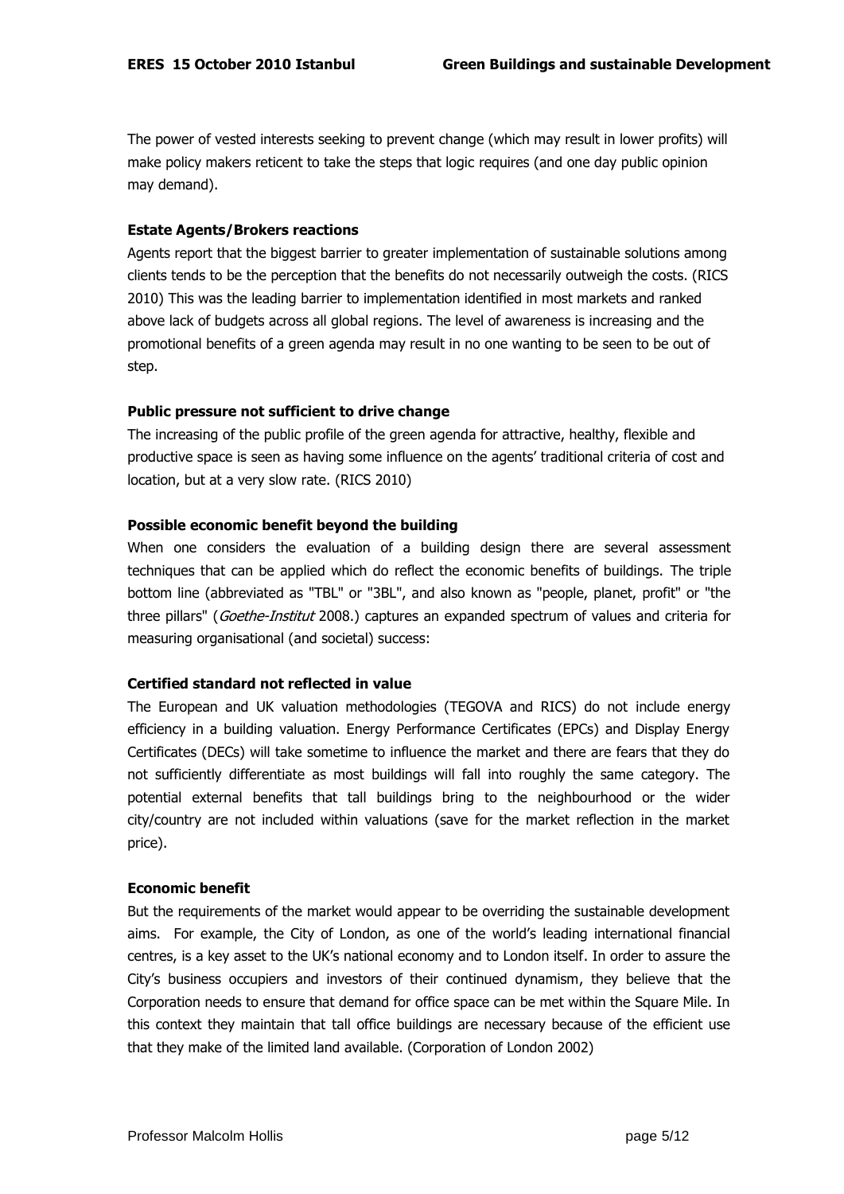The power of vested interests seeking to prevent change (which may result in lower profits) will make policy makers reticent to take the steps that logic requires (and one day public opinion may demand).

**Estate Agents/Brokers reactions**

Agents report that the biggest barrier to greater implementation of sustainable solutions among clients tends to be the perception that the benefits do not necessarily outweigh the costs. (RICS 2010) This was the leading barrier to implementation identified in most markets and ranked above lack of budgets across all global regions. The level of awareness is increasing and the promotional benefits of a green agenda may result in no one wanting to be seen to be out of step.

**Public pressure not sufficient to drive change**

The increasing of the public profile of the green agenda for attractive, healthy, flexible and productive space is seen as having some influence on the agents' traditional criteria of cost and location, but at a very slow rate. (RICS 2010)

**Possible economic benefit beyond the building**

When one considers the evaluation of a building design there are several assessment techniques that can be applied which do reflect the economic benefits of buildings. The triple bottom line (abbreviated as "TBL" or "3BL", and also known as "people, planet, profit" or "the three pillars" (*Goethe-Institut* 2008.) captures an expanded spectrum of values and criteria for measuring organisational (and societal) success:

**Certified standard not reflected in value**

The European and UK valuation methodologies (TEGOVA and RICS) do not include energy efficiency in a building valuation. Energy Performance Certificates (EPCs) and Display Energy Certificates (DECs) will take sometime to influence the market and there are fears that they do not sufficiently differentiate as most buildings will fall into roughly the same category. The potential external benefits that tall buildings bring to the neighbourhood or the wider city/country are not included within valuations (save for the market reflection in the market price).

**Economic benefit**

But the requirements of the market would appear to be overriding the sustainable development aims. For example, the City of London, as one of the world's leading international financial centres, is a key asset to the UK's national economy and to London itself. In order to assure the City's business occupiers and investors of their continued dynamism, they believe that the Corporation needs to ensure that demand for office space can be met within the Square Mile. In this context they maintain that tall office buildings are necessary because of the efficient use that they make of the limited land available. (Corporation of London 2002)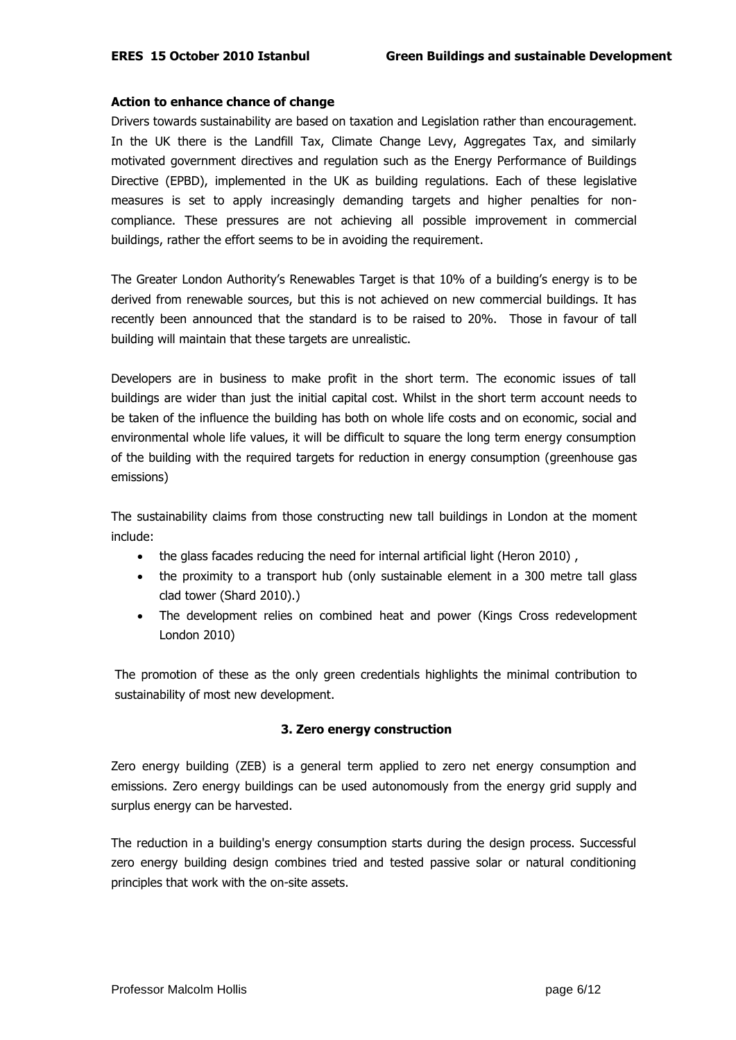**Action to enhance chance of change**

Drivers towards sustainability are based on taxation and Legislation rather than encouragement. In the UK there is the Landfill Tax, Climate Change Levy, Aggregates Tax, and similarly motivated government directives and regulation such as the Energy Performance of Buildings Directive (EPBD), implemented in the UK as building regulations. Each of these legislative measures is set to apply increasingly demanding targets and higher penalties for non-compliance. These pressures are not achieving all possible improvement in commercial buildings, rather the effort seems to be in avoiding the requirement.

The Greater London Authority's Renewables Target is that 10% of a building's energy is to be derived from renewable sources, but this is not achieved on new commercial buildings. It has recently been announced that the standard is to be raised to 20%. Those in favour of tall building will maintain that these targets are unrealistic.

Developers are in business to make profit in the short term. The economic issues of tall buildings are wider than just the initial capital cost. Whilst in the short term account needs to be taken of the influence the building has both on whole life costs and on economic, social and environmental whole life values, it will be difficult to square the long term energy consumption of the building with the required targets for reduction in energy consumption (greenhouse gas emissions)

The sustainability claims from those constructing new tall buildings in London at the moment include:

- the glass facades reducing the need for internal artificial light (Heron 2010) ,
- the proximity to a transport hub (only sustainable element in a 300 metre tall glass clad tower (Shard 2010).)
- The development relies on combined heat and power (Kings Cross redevelopment London 2010)

The promotion of these as the only green credentials highlights the minimal contribution to sustainability of most new development.

## 3. Zero energy construction

Zero energy building (ZEB) is a general term applied to zero net energy consumption and emissions. Zero energy buildings can be used autonomously from the energy grid supply and surplus energy can be harvested.

The reduction in a building's energy consumption starts during the design process. Successful zero energy building design combines tried and tested passive solar or natural conditioning principles that work with the on-site assets.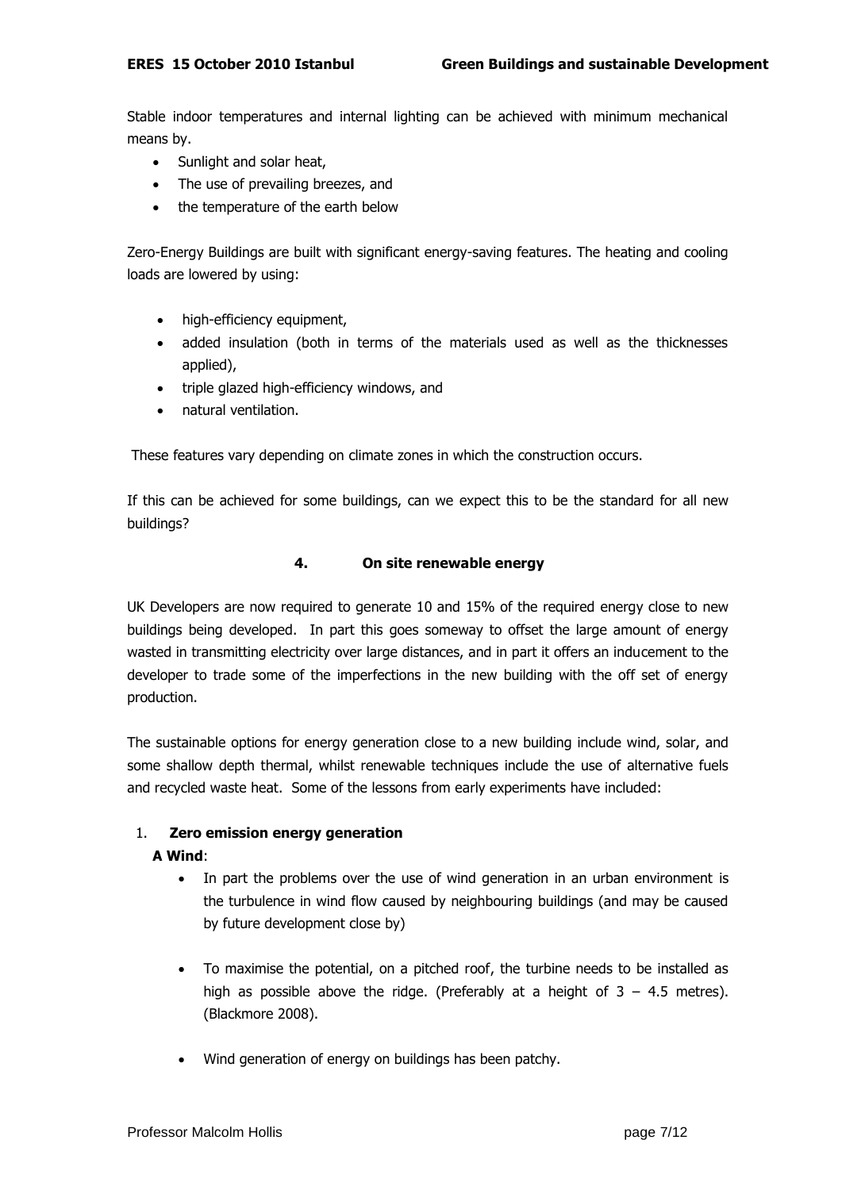Stable indoor temperatures and internal lighting can be achieved with minimum mechanical means by.

- Sunlight and solar heat,
- The use of prevailing breezes, and
- the temperature of the earth below

Zero-Energy Buildings are built with significant energy-saving features. The heating and cooling loads are lowered by using:

- high-efficiency equipment,
- added insulation (both in terms of the materials used as well as the thicknesses applied),
- triple glazed high-efficiency windows, and
- natural ventilation.

These features vary depending on climate zones in which the construction occurs.

If this can be achieved for some buildings, can we expect this to be the standard for all new buildings?

## 4. On site renewable energy

UK Developers are now required to generate 10 and 15% of the required energy close to new buildings being developed. In part this goes someway to offset the large amount of energy wasted in transmitting electricity over large distances, and in part it offers an inducement to the developer to trade some of the imperfections in the new building with the off set of energy production.

The sustainable options for energy generation close to a new building include wind, solar, and some shallow depth thermal, whilst renewable techniques include the use of alternative fuels and recycled waste heat. Some of the lessons from early experiments have included:

1. **Zero emission energy generation**

   **A Wind**:

   - In part the problems over the use of wind generation in an urban environment is the turbulence in wind flow caused by neighbouring buildings (and may be caused by future development close by)
   - To maximise the potential, on a pitched roof, the turbine needs to be installed as high as possible above the ridge. (Preferably at a height of 3 – 4.5 metres). (Blackmore 2008).
   - Wind generation of energy on buildings has been patchy.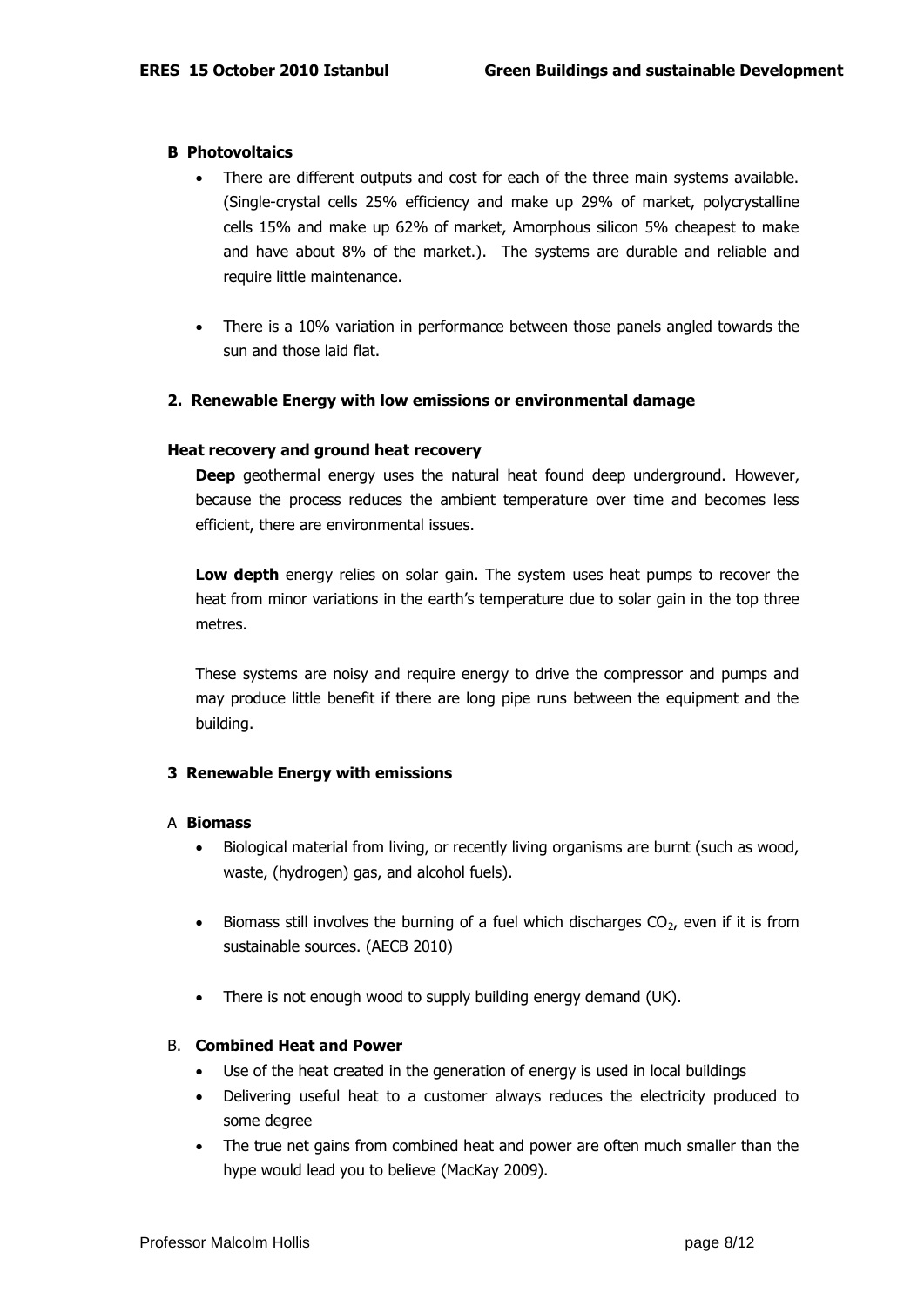### B Photovoltaics

- There are different outputs and cost for each of the three main systems available. (Single-crystal cells 25% efficiency and make up 29% of market, polycrystalline cells 15% and make up 62% of market, Amorphous silicon 5% cheapest to make and have about 8% of the market.). The systems are durable and reliable and require little maintenance.

- There is a 10% variation in performance between those panels angled towards the sun and those laid flat.

## 2. Renewable Energy with low emissions or environmental damage

### Heat recovery and ground heat recovery

**Deep** geothermal energy uses the natural heat found deep underground. However, because the process reduces the ambient temperature over time and becomes less efficient, there are environmental issues.

**Low depth** energy relies on solar gain. The system uses heat pumps to recover the heat from minor variations in the earth's temperature due to solar gain in the top three metres.

These systems are noisy and require energy to drive the compressor and pumps and may produce little benefit if there are long pipe runs between the equipment and the building.

## 3 Renewable Energy with emissions

### A **Biomass**

- Biological material from living, or recently living organisms are burnt (such as wood, waste, (hydrogen) gas, and alcohol fuels).

- Biomass still involves the burning of a fuel which discharges $CO_2$, even if it is from sustainable sources. (AECB 2010)

- There is not enough wood to supply building energy demand (UK).

### B. **Combined Heat and Power**

- Use of the heat created in the generation of energy is used in local buildings
- Delivering useful heat to a customer always reduces the electricity produced to some degree
- The true net gains from combined heat and power are often much smaller than the hype would lead you to believe (MacKay 2009).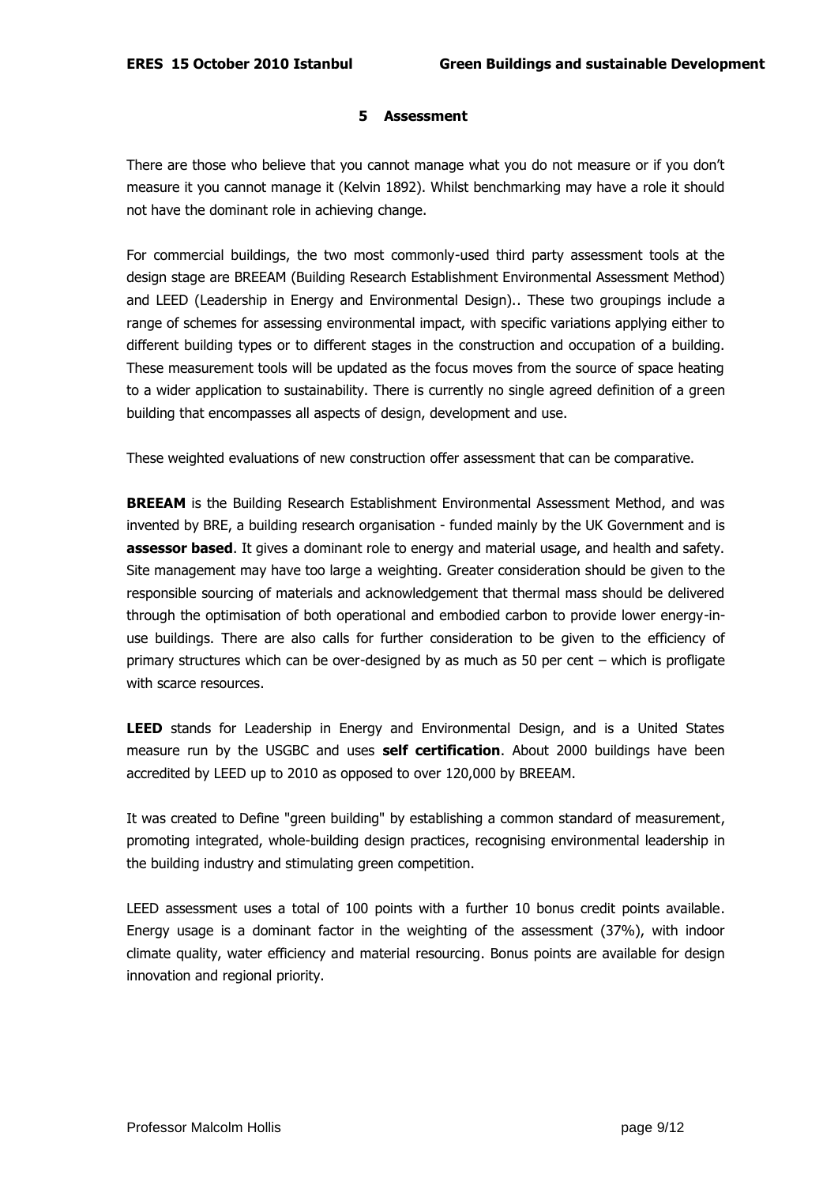## 5 Assessment

There are those who believe that you cannot manage what you do not measure or if you don't measure it you cannot manage it (Kelvin 1892). Whilst benchmarking may have a role it should not have the dominant role in achieving change.

For commercial buildings, the two most commonly-used third party assessment tools at the design stage are BREEAM (Building Research Establishment Environmental Assessment Method) and LEED (Leadership in Energy and Environmental Design).. These two groupings include a range of schemes for assessing environmental impact, with specific variations applying either to different building types or to different stages in the construction and occupation of a building. These measurement tools will be updated as the focus moves from the source of space heating to a wider application to sustainability. There is currently no single agreed definition of a green building that encompasses all aspects of design, development and use.

These weighted evaluations of new construction offer assessment that can be comparative.

**BREEAM** is the Building Research Establishment Environmental Assessment Method, and was invented by BRE, a building research organisation - funded mainly by the UK Government and is **assessor based**. It gives a dominant role to energy and material usage, and health and safety. Site management may have too large a weighting. Greater consideration should be given to the responsible sourcing of materials and acknowledgement that thermal mass should be delivered through the optimisation of both operational and embodied carbon to provide lower energy-in-use buildings. There are also calls for further consideration to be given to the efficiency of primary structures which can be over-designed by as much as 50 per cent – which is profligate with scarce resources.

**LEED** stands for Leadership in Energy and Environmental Design, and is a United States measure run by the USGBC and uses **self certification**. About 2000 buildings have been accredited by LEED up to 2010 as opposed to over 120,000 by BREEAM.

It was created to Define "green building" by establishing a common standard of measurement, promoting integrated, whole-building design practices, recognising environmental leadership in the building industry and stimulating green competition.

LEED assessment uses a total of 100 points with a further 10 bonus credit points available. Energy usage is a dominant factor in the weighting of the assessment (37%), with indoor climate quality, water efficiency and material resourcing. Bonus points are available for design innovation and regional priority.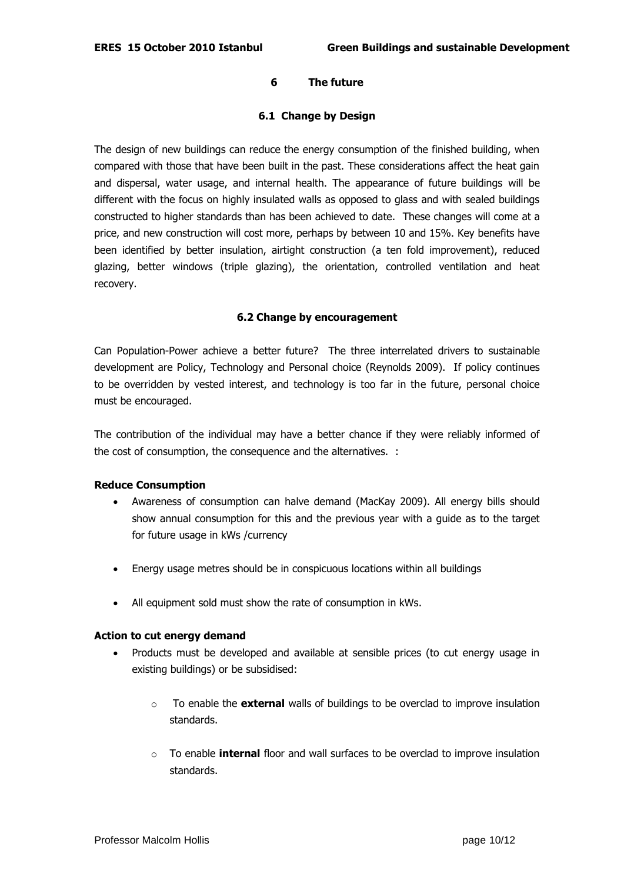## 6 The future

### 6.1 Change by Design

The design of new buildings can reduce the energy consumption of the finished building, when compared with those that have been built in the past. These considerations affect the heat gain and dispersal, water usage, and internal health. The appearance of future buildings will be different with the focus on highly insulated walls as opposed to glass and with sealed buildings constructed to higher standards than has been achieved to date. These changes will come at a price, and new construction will cost more, perhaps by between 10 and 15%. Key benefits have been identified by better insulation, airtight construction (a ten fold improvement), reduced glazing, better windows (triple glazing), the orientation, controlled ventilation and heat recovery.

### 6.2 Change by encouragement

Can Population-Power achieve a better future? The three interrelated drivers to sustainable development are Policy, Technology and Personal choice (Reynolds 2009). If policy continues to be overridden by vested interest, and technology is too far in the future, personal choice must be encouraged.

The contribution of the individual may have a better chance if they were reliably informed of the cost of consumption, the consequence and the alternatives. :

**Reduce Consumption**

- Awareness of consumption can halve demand (MacKay 2009). All energy bills should show annual consumption for this and the previous year with a guide as to the target for future usage in kWs /currency
- Energy usage metres should be in conspicuous locations within all buildings
- All equipment sold must show the rate of consumption in kWs.

**Action to cut energy demand**

- Products must be developed and available at sensible prices (to cut energy usage in existing buildings) or be subsidised:
  - To enable the **external** walls of buildings to be overclad to improve insulation standards.
  - To enable **internal** floor and wall surfaces to be overclad to improve insulation standards.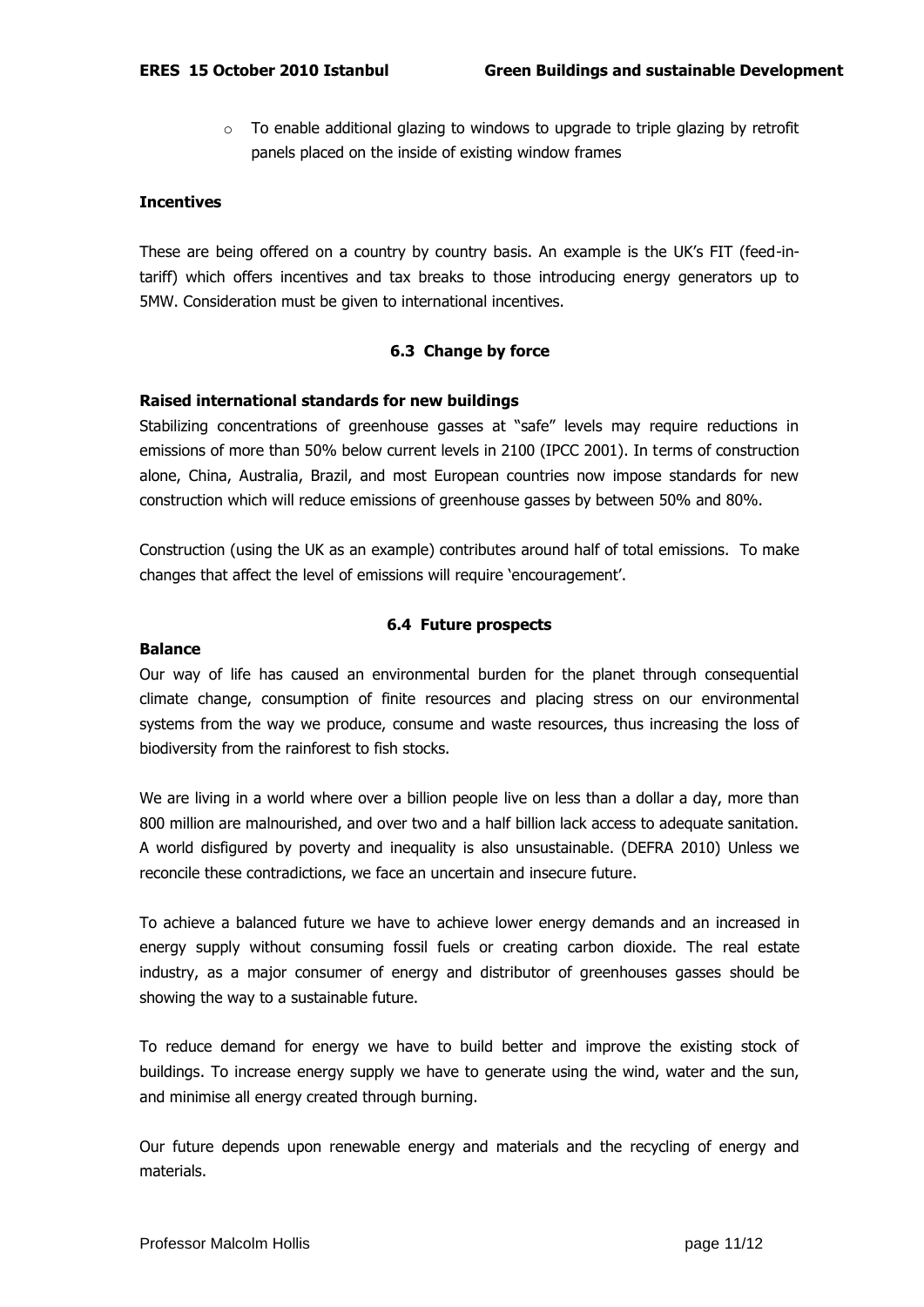- To enable additional glazing to windows to upgrade to triple glazing by retrofit panels placed on the inside of existing window frames

**Incentives**

These are being offered on a country by country basis. An example is the UK's FIT (feed-in-tariff) which offers incentives and tax breaks to those introducing energy generators up to 5MW. Consideration must be given to international incentives.

### 6.3 Change by force

**Raised international standards for new buildings**

Stabilizing concentrations of greenhouse gasses at "safe" levels may require reductions in emissions of more than 50% below current levels in 2100 (IPCC 2001). In terms of construction alone, China, Australia, Brazil, and most European countries now impose standards for new construction which will reduce emissions of greenhouse gasses by between 50% and 80%.

Construction (using the UK as an example) contributes around half of total emissions. To make changes that affect the level of emissions will require 'encouragement'.

### 6.4 Future prospects

**Balance**

Our way of life has caused an environmental burden for the planet through consequential climate change, consumption of finite resources and placing stress on our environmental systems from the way we produce, consume and waste resources, thus increasing the loss of biodiversity from the rainforest to fish stocks.

We are living in a world where over a billion people live on less than a dollar a day, more than 800 million are malnourished, and over two and a half billion lack access to adequate sanitation. A world disfigured by poverty and inequality is also unsustainable. (DEFRA 2010) Unless we reconcile these contradictions, we face an uncertain and insecure future.

To achieve a balanced future we have to achieve lower energy demands and an increased in energy supply without consuming fossil fuels or creating carbon dioxide. The real estate industry, as a major consumer of energy and distributor of greenhouses gasses should be showing the way to a sustainable future.

To reduce demand for energy we have to build better and improve the existing stock of buildings. To increase energy supply we have to generate using the wind, water and the sun, and minimise all energy created through burning.

Our future depends upon renewable energy and materials and the recycling of energy and materials.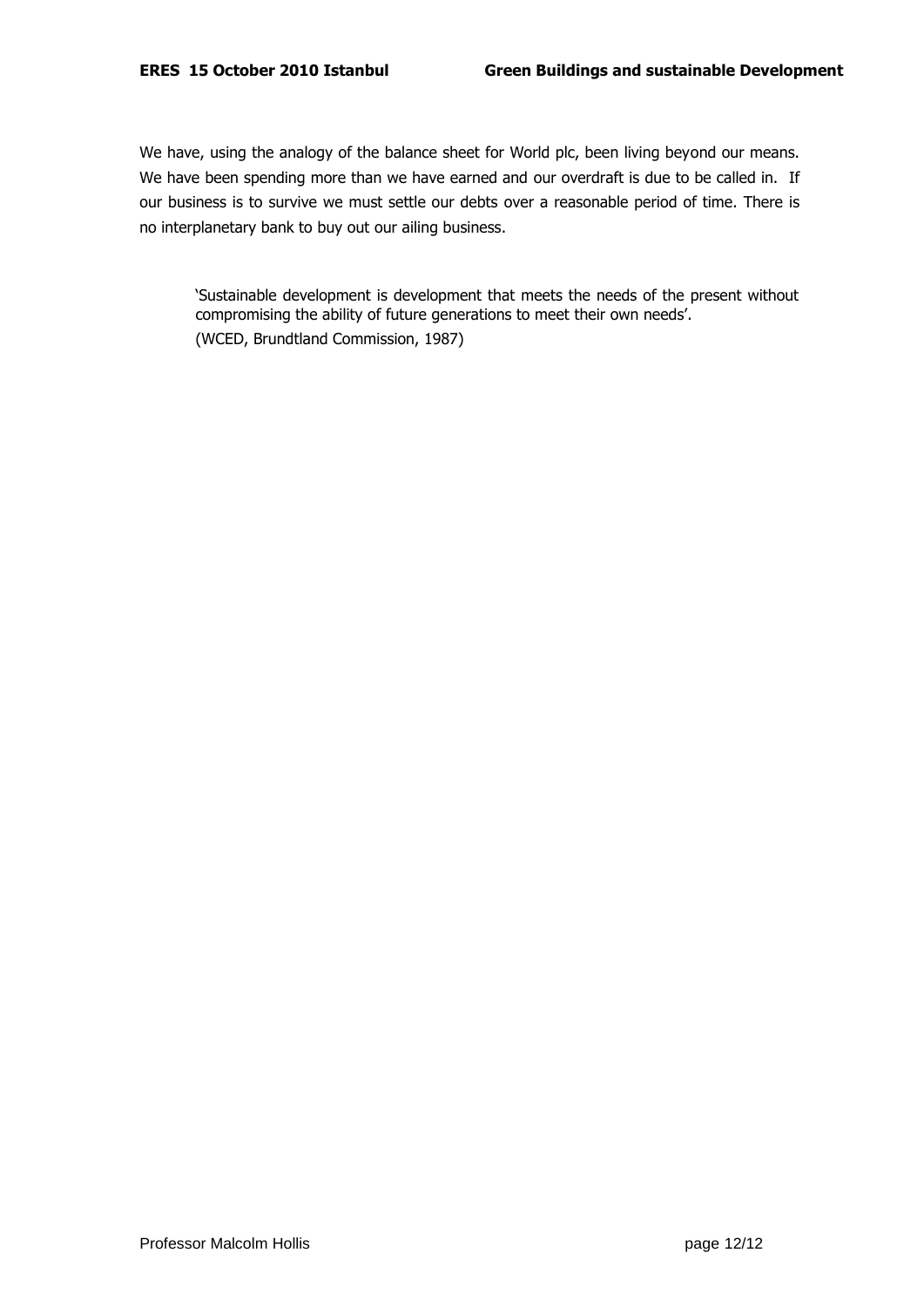We have, using the analogy of the balance sheet for World plc, been living beyond our means. We have been spending more than we have earned and our overdraft is due to be called in. If our business is to survive we must settle our debts over a reasonable period of time. There is no interplanetary bank to buy out our ailing business.

> 'Sustainable development is development that meets the needs of the present without compromising the ability of future generations to meet their own needs'.
>
> (WCED, Brundtland Commission, 1987)